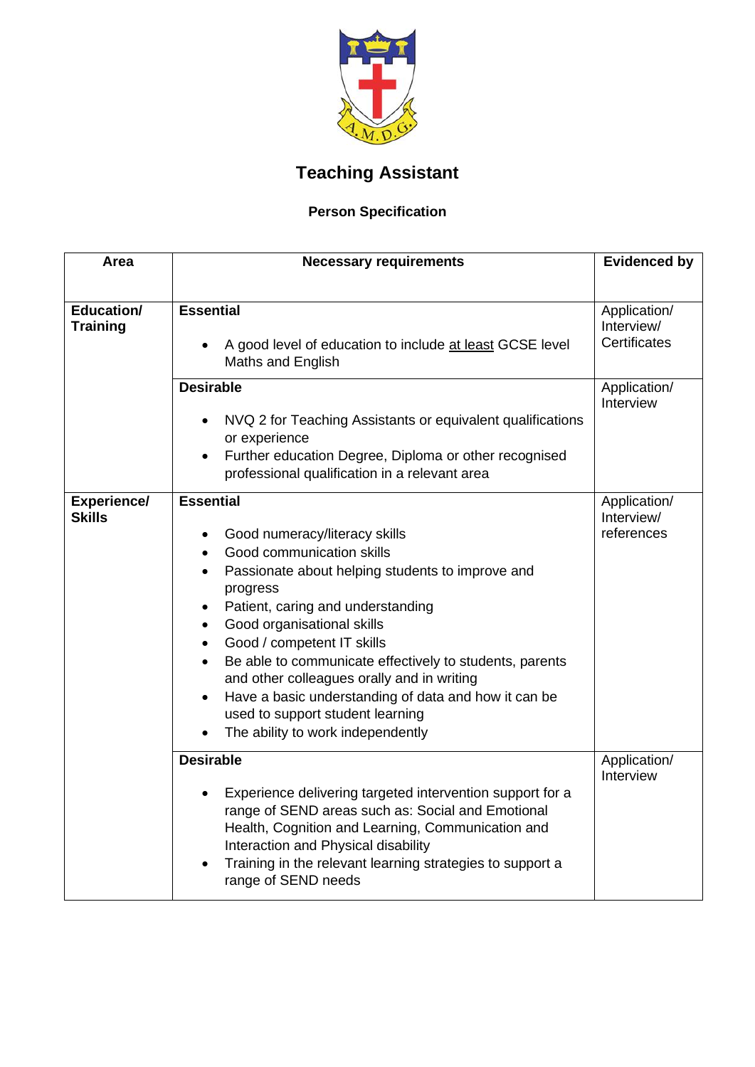# Teaching Assistant

## Person Specification

| Area | Necessary requirements | Evidenced by |
|---|---|---|
| **Education/ Training** | **Essential**<br><br>• A good level of education to include <u>at least</u> GCSE level Maths and English | Application/ Interview/ Certificates |
| | **Desirable**<br><br>• NVQ 2 for Teaching Assistants or equivalent qualifications or experience<br>• Further education Degree, Diploma or other recognised professional qualification in a relevant area | Application/ Interview |
| **Experience/ Skills** | **Essential**<br><br>• Good numeracy/literacy skills<br>• Good communication skills<br>• Passionate about helping students to improve and progress<br>• Patient, caring and understanding<br>• Good organisational skills<br>• Good / competent IT skills<br>• Be able to communicate effectively to students, parents and other colleagues orally and in writing<br>• Have a basic understanding of data and how it can be used to support student learning<br>• The ability to work independently | Application/ Interview/ references |
| | **Desirable**<br><br>• Experience delivering targeted intervention support for a range of SEND areas such as: Social and Emotional Health, Cognition and Learning, Communication and Interaction and Physical disability<br>• Training in the relevant learning strategies to support a range of SEND needs | Application/ Interview |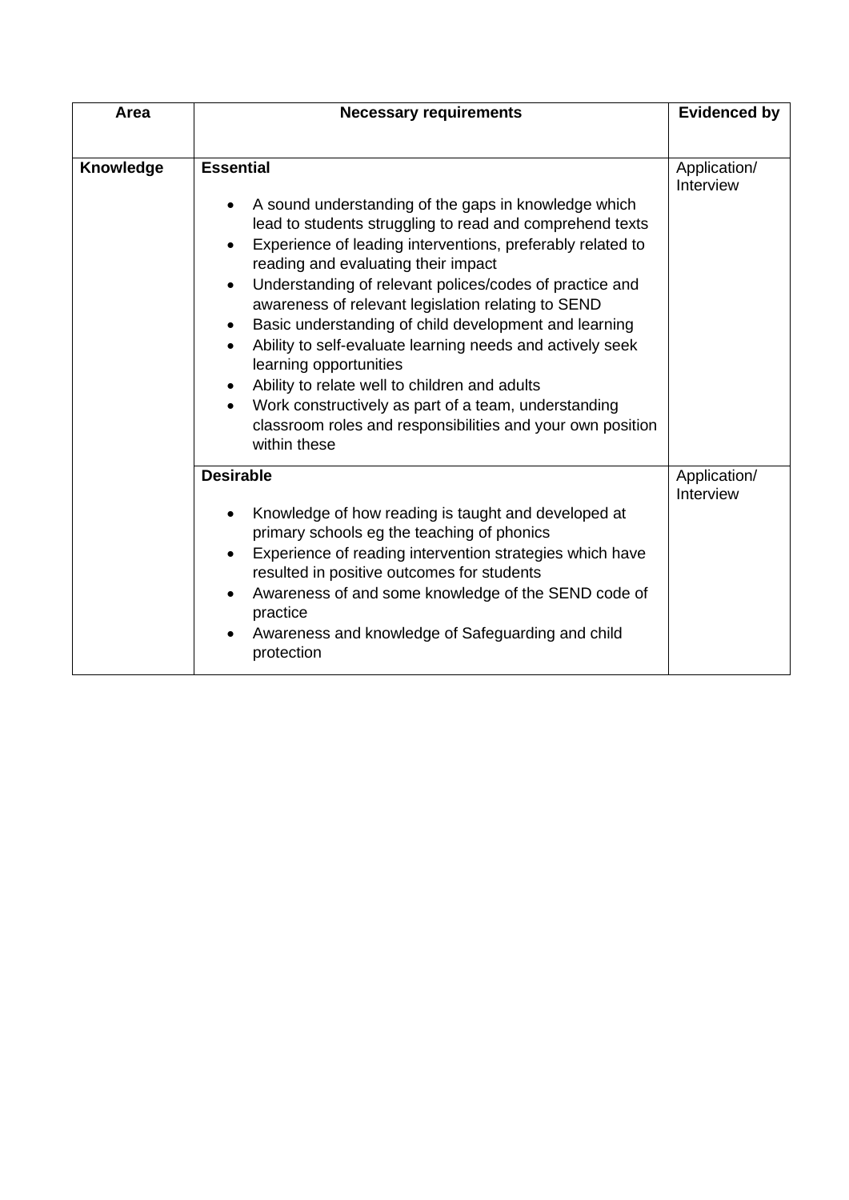| Area | Necessary requirements | Evidenced by |
|---|---|---|
| **Knowledge** | **Essential**<br><br>• A sound understanding of the gaps in knowledge which lead to students struggling to read and comprehend texts<br>• Experience of leading interventions, preferably related to reading and evaluating their impact<br>• Understanding of relevant polices/codes of practice and awareness of relevant legislation relating to SEND<br>• Basic understanding of child development and learning<br>• Ability to self-evaluate learning needs and actively seek learning opportunities<br>• Ability to relate well to children and adults<br>• Work constructively as part of a team, understanding classroom roles and responsibilities and your own position within these | Application/ Interview |
| | **Desirable**<br><br>• Knowledge of how reading is taught and developed at primary schools eg the teaching of phonics<br>• Experience of reading intervention strategies which have resulted in positive outcomes for students<br>• Awareness of and some knowledge of the SEND code of practice<br>• Awareness and knowledge of Safeguarding and child protection | Application/ Interview |